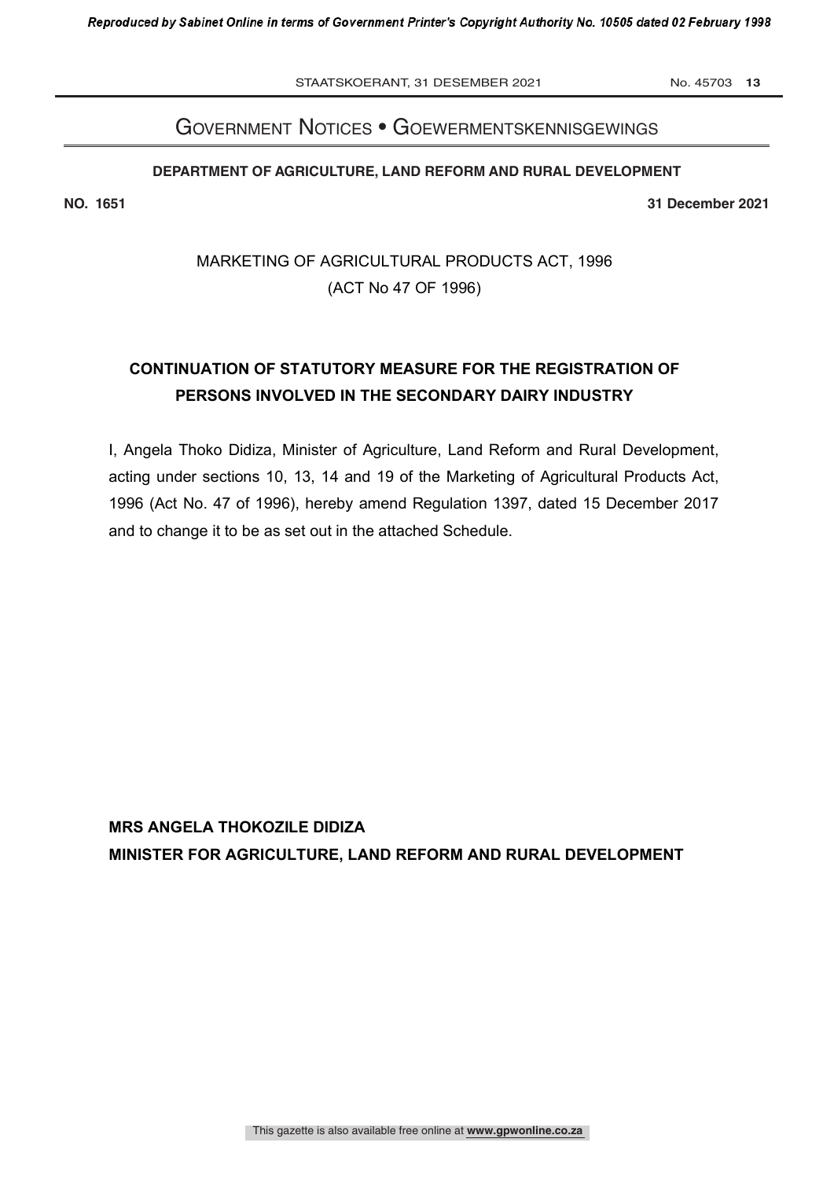# GOVERNMENT NOTICES • GOEWERMENTSKENNISGEWINGS

**DEPARTMENT OF AGRICULTURE, LAND REFORM AND RURAL DEVELOPMENT**

**NO. 1651** **31 December 2021**

MARKETING OF AGRICULTURAL PRODUCTS ACT, 1996
(ACT No 47 OF 1996)

## CONTINUATION OF STATUTORY MEASURE FOR THE REGISTRATION OF PERSONS INVOLVED IN THE SECONDARY DAIRY INDUSTRY

I, Angela Thoko Didiza, Minister of Agriculture, Land Reform and Rural Development, acting under sections 10, 13, 14 and 19 of the Marketing of Agricultural Products Act, 1996 (Act No. 47 of 1996), hereby amend Regulation 1397, dated 15 December 2017 and to change it to be as set out in the attached Schedule.

**MRS ANGELA THOKOZILE DIDIZA**
**MINISTER FOR AGRICULTURE, LAND REFORM AND RURAL DEVELOPMENT**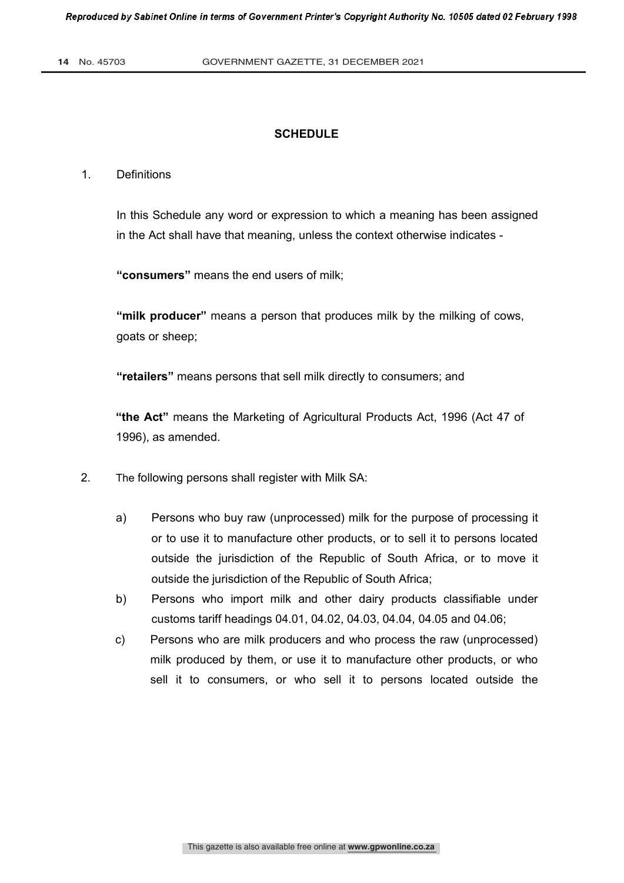## SCHEDULE

1. Definitions

   In this Schedule any word or expression to which a meaning has been assigned in the Act shall have that meaning, unless the context otherwise indicates -

   **"consumers"** means the end users of milk;

   **"milk producer"** means a person that produces milk by the milking of cows, goats or sheep;

   **"retailers"** means persons that sell milk directly to consumers; and

   **"the Act"** means the Marketing of Agricultural Products Act, 1996 (Act 47 of 1996), as amended.

2. The following persons shall register with Milk SA:

   a) Persons who buy raw (unprocessed) milk for the purpose of processing it or to use it to manufacture other products, or to sell it to persons located outside the jurisdiction of the Republic of South Africa, or to move it outside the jurisdiction of the Republic of South Africa;
   b) Persons who import milk and other dairy products classifiable under customs tariff headings 04.01, 04.02, 04.03, 04.04, 04.05 and 04.06;
   c) Persons who are milk producers and who process the raw (unprocessed) milk produced by them, or use it to manufacture other products, or who sell it to consumers, or who sell it to persons located outside the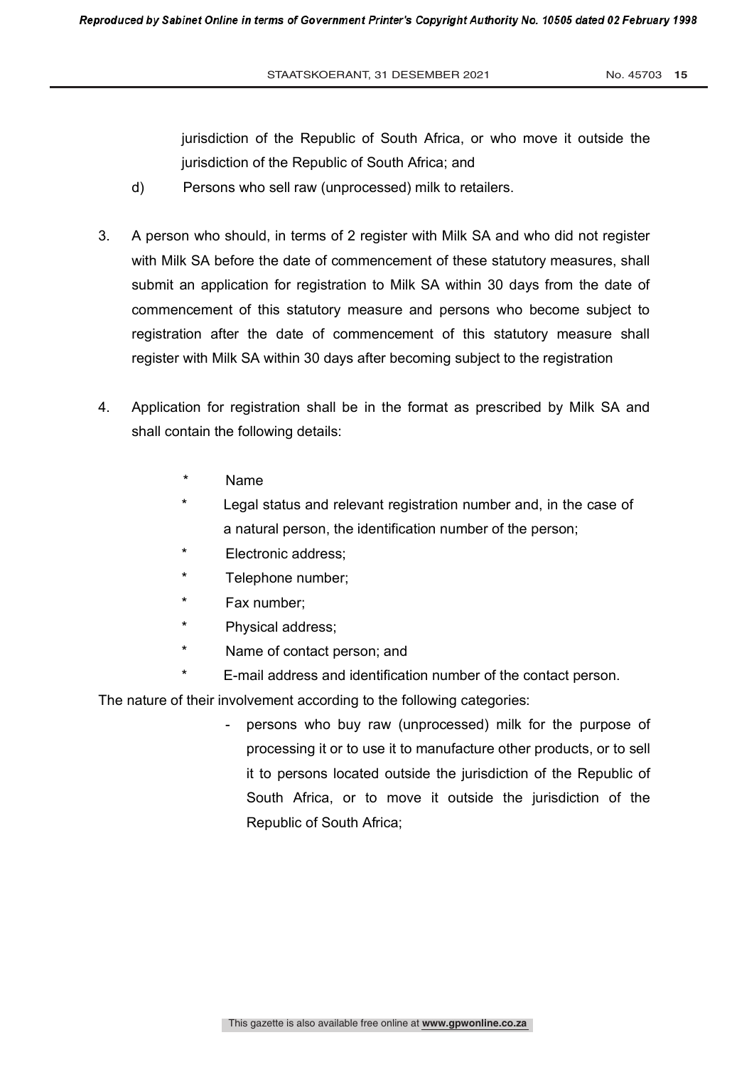jurisdiction of the Republic of South Africa, or who move it outside the jurisdiction of the Republic of South Africa; and

d) Persons who sell raw (unprocessed) milk to retailers.

3. A person who should, in terms of 2 register with Milk SA and who did not register with Milk SA before the date of commencement of these statutory measures, shall submit an application for registration to Milk SA within 30 days from the date of commencement of this statutory measure and persons who become subject to registration after the date of commencement of this statutory measure shall register with Milk SA within 30 days after becoming subject to the registration

4. Application for registration shall be in the format as prescribed by Milk SA and shall contain the following details:

   * Name
   * Legal status and relevant registration number and, in the case of a natural person, the identification number of the person;
   * Electronic address;
   * Telephone number;
   * Fax number;
   * Physical address;
   * Name of contact person; and
   * E-mail address and identification number of the contact person.

The nature of their involvement according to the following categories:

- persons who buy raw (unprocessed) milk for the purpose of processing it or to use it to manufacture other products, or to sell it to persons located outside the jurisdiction of the Republic of South Africa, or to move it outside the jurisdiction of the Republic of South Africa;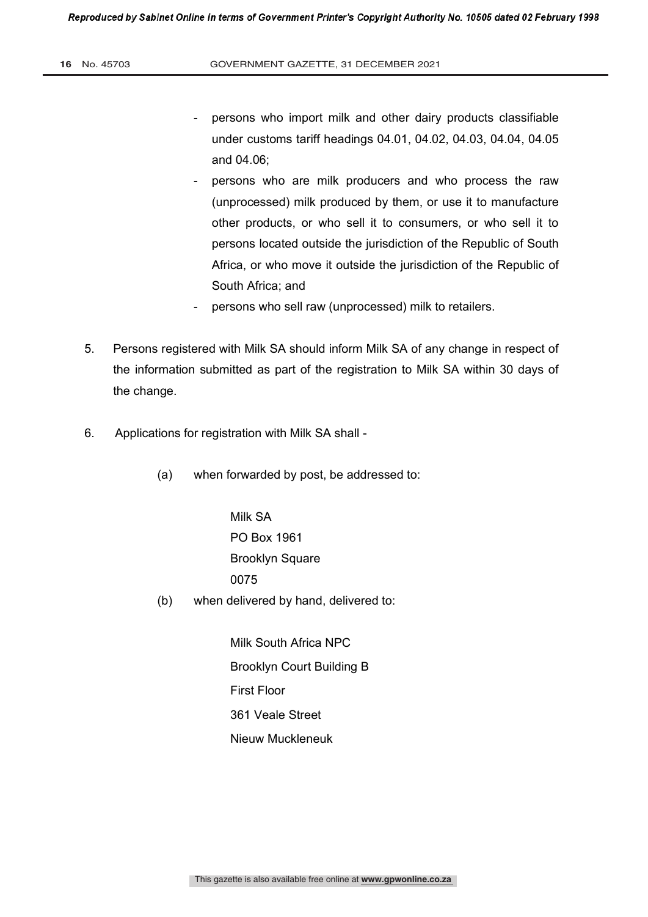- persons who import milk and other dairy products classifiable under customs tariff headings 04.01, 04.02, 04.03, 04.04, 04.05 and 04.06;
- persons who are milk producers and who process the raw (unprocessed) milk produced by them, or use it to manufacture other products, or who sell it to consumers, or who sell it to persons located outside the jurisdiction of the Republic of South Africa, or who move it outside the jurisdiction of the Republic of South Africa; and
- persons who sell raw (unprocessed) milk to retailers.

5. Persons registered with Milk SA should inform Milk SA of any change in respect of the information submitted as part of the registration to Milk SA within 30 days of the change.

6. Applications for registration with Milk SA shall -

   (a) when forwarded by post, be addressed to:

      Milk SA
      PO Box 1961
      Brooklyn Square
      0075

   (b) when delivered by hand, delivered to:

      Milk South Africa NPC
      Brooklyn Court Building B
      First Floor
      361 Veale Street
      Nieuw Muckleneuk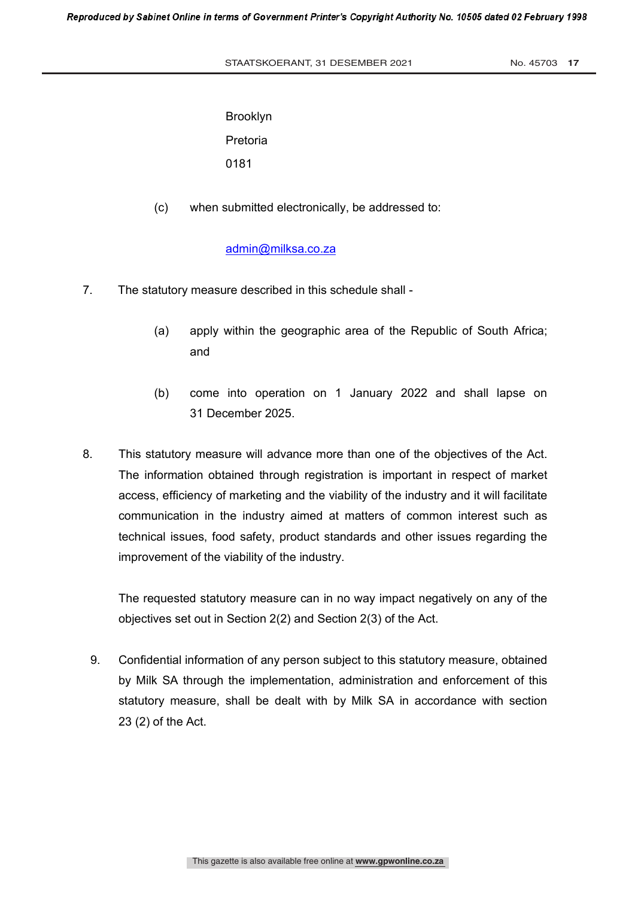Brooklyn

Pretoria

0181

(c) when submitted electronically, be addressed to:

admin@milksa.co.za

7. The statutory measure described in this schedule shall -

   (a) apply within the geographic area of the Republic of South Africa; and

   (b) come into operation on 1 January 2022 and shall lapse on 31 December 2025.

8. This statutory measure will advance more than one of the objectives of the Act. The information obtained through registration is important in respect of market access, efficiency of marketing and the viability of the industry and it will facilitate communication in the industry aimed at matters of common interest such as technical issues, food safety, product standards and other issues regarding the improvement of the viability of the industry.

   The requested statutory measure can in no way impact negatively on any of the objectives set out in Section 2(2) and Section 2(3) of the Act.

9. Confidential information of any person subject to this statutory measure, obtained by Milk SA through the implementation, administration and enforcement of this statutory measure, shall be dealt with by Milk SA in accordance with section 23 (2) of the Act.